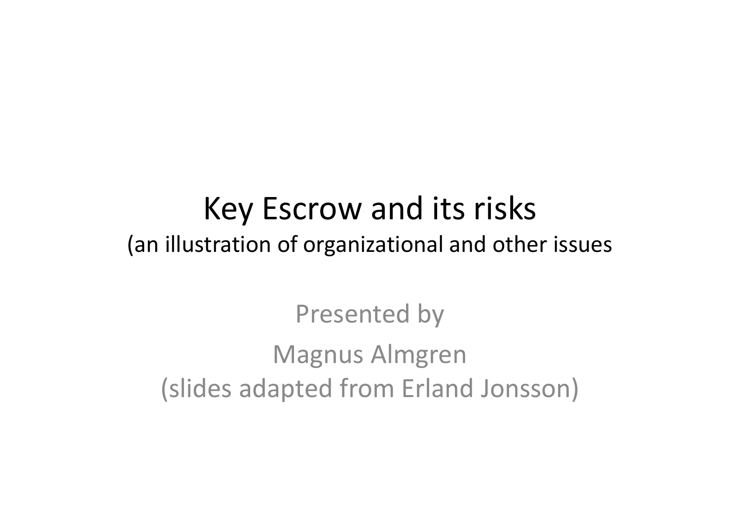# Key Escrow and its risks

(an illustration of organizational and other issues

Presented by

Magnus Almgren

(slides adapted from Erland Jonsson)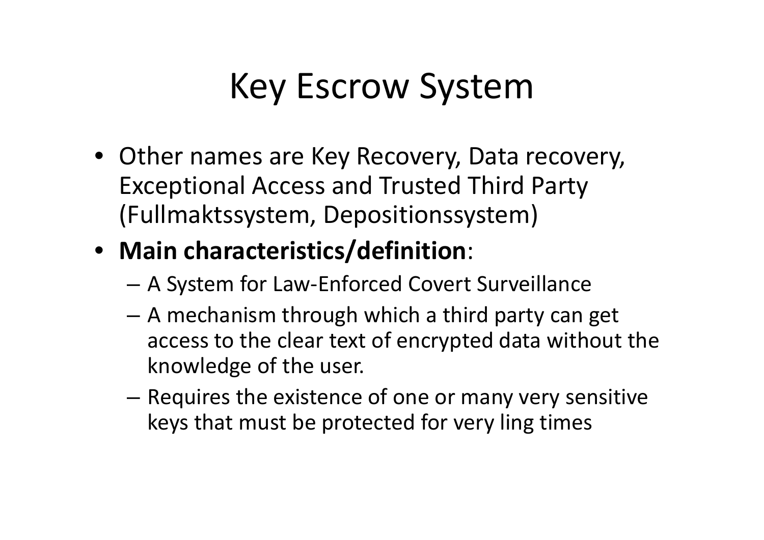# Key Escrow System

- Other names are Key Recovery, Data recovery, Exceptional Access and Trusted Third Party (Fullmaktssystem, Depositionssystem)
- **Main characteristics/definition**:
  - A System for Law-Enforced Covert Surveillance
  - A mechanism through which a third party can get access to the clear text of encrypted data without the knowledge of the user.
  - Requires the existence of one or many very sensitive keys that must be protected for very ling times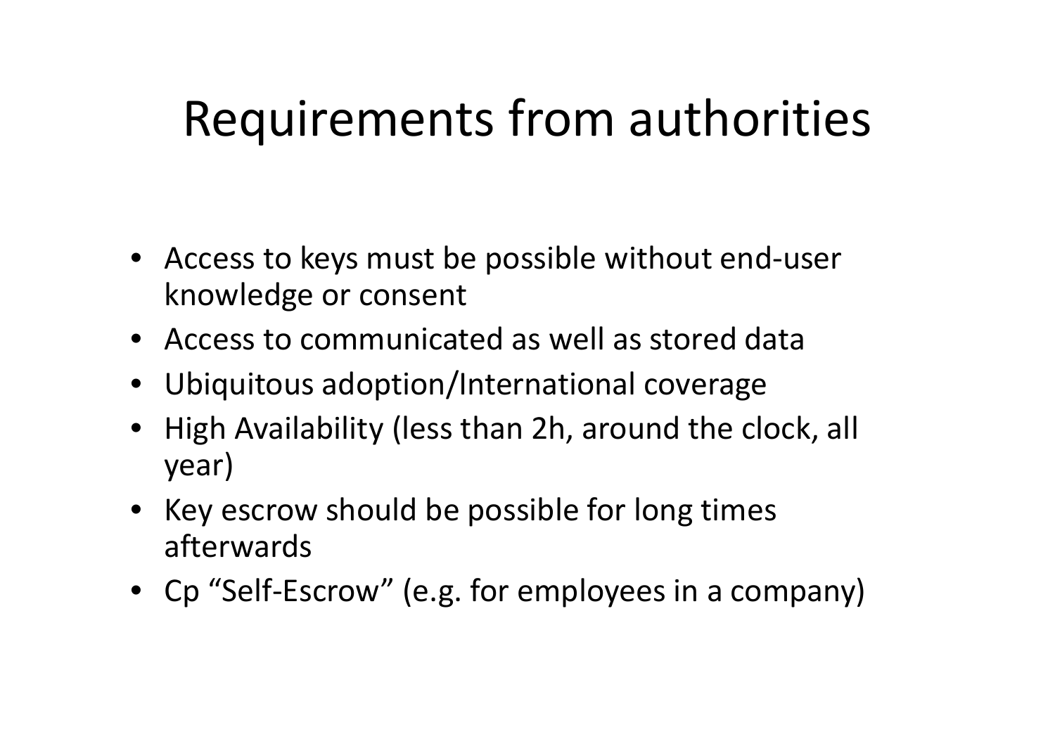# Requirements from authorities

- Access to keys must be possible without end-user knowledge or consent
- Access to communicated as well as stored data
- Ubiquitous adoption/International coverage
- High Availability (less than 2h, around the clock, all year)
- Key escrow should be possible for long times afterwards
- Cp “Self-Escrow” (e.g. for employees in a company)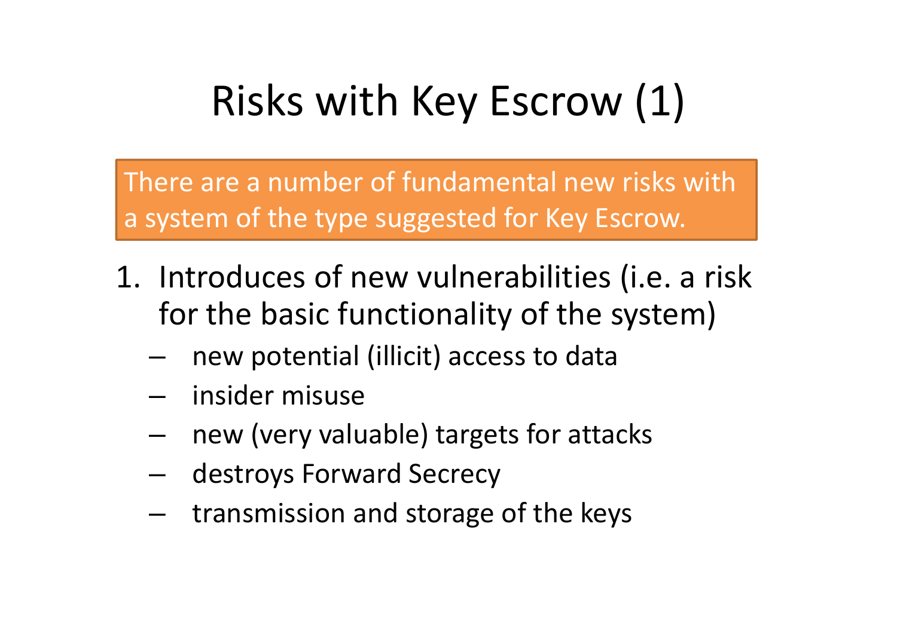# Risks with Key Escrow (1)

There are a number of fundamental new risks with a system of the type suggested for Key Escrow.

1. Introduces of new vulnerabilities (i.e. a risk for the basic functionality of the system)
   - new potential (illicit) access to data
   - insider misuse
   - new (very valuable) targets for attacks
   - destroys Forward Secrecy
   - transmission and storage of the keys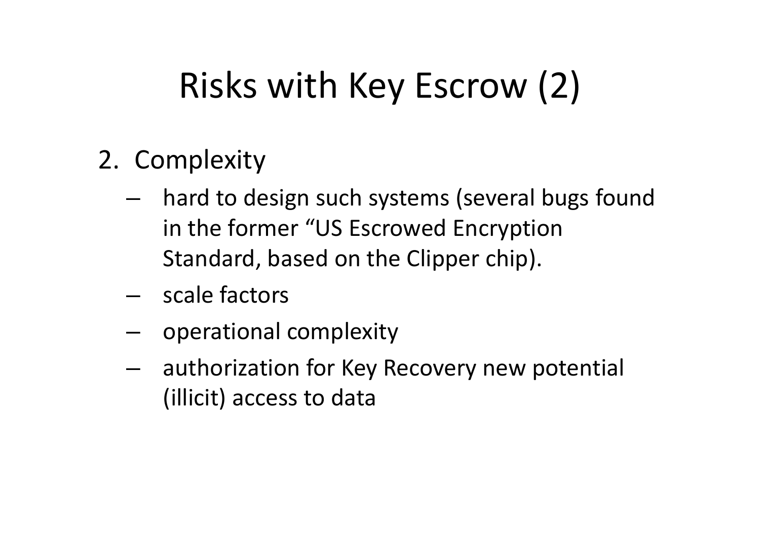# Risks with Key Escrow (2)

2. Complexity
   - hard to design such systems (several bugs found in the former "US Escrowed Encryption Standard, based on the Clipper chip).
   - scale factors
   - operational complexity
   - authorization for Key Recovery new potential (illicit) access to data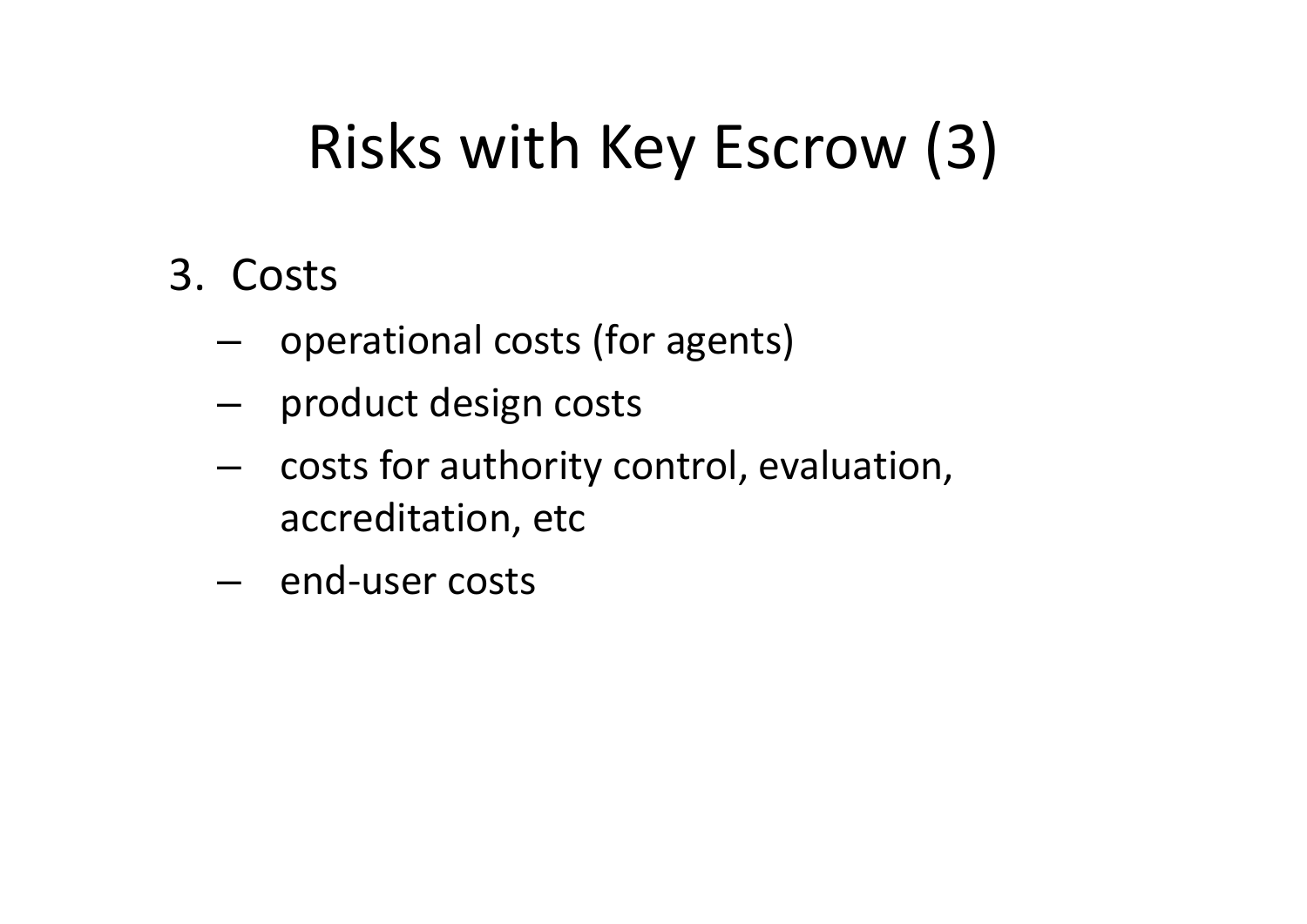# Risks with Key Escrow (3)

3. Costs
   - operational costs (for agents)
   - product design costs
   - costs for authority control, evaluation, accreditation, etc
   - end-user costs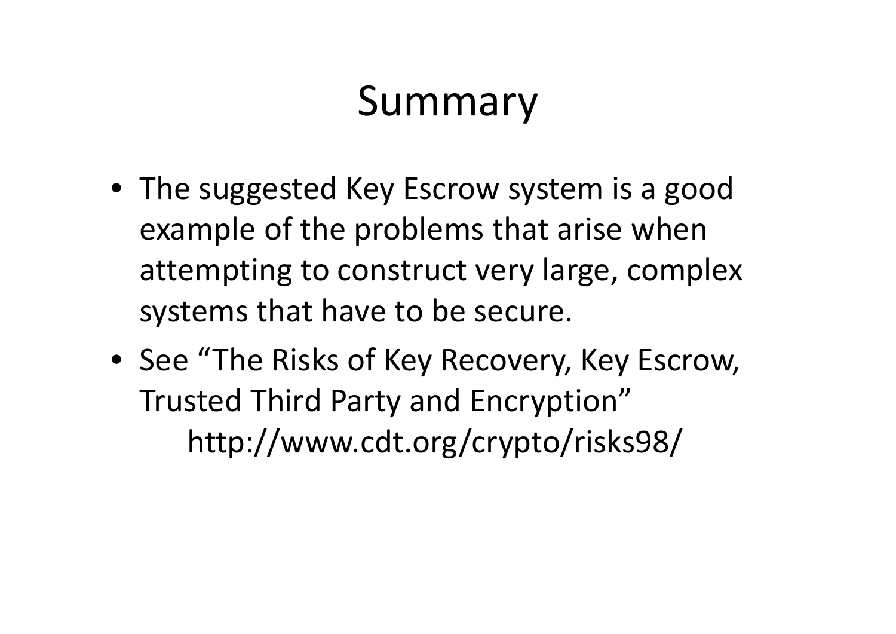# Summary

- The suggested Key Escrow system is a good example of the problems that arise when attempting to construct very large, complex systems that have to be secure.
- See "The Risks of Key Recovery, Key Escrow, Trusted Third Party and Encryption"
  http://www.cdt.org/crypto/risks98/